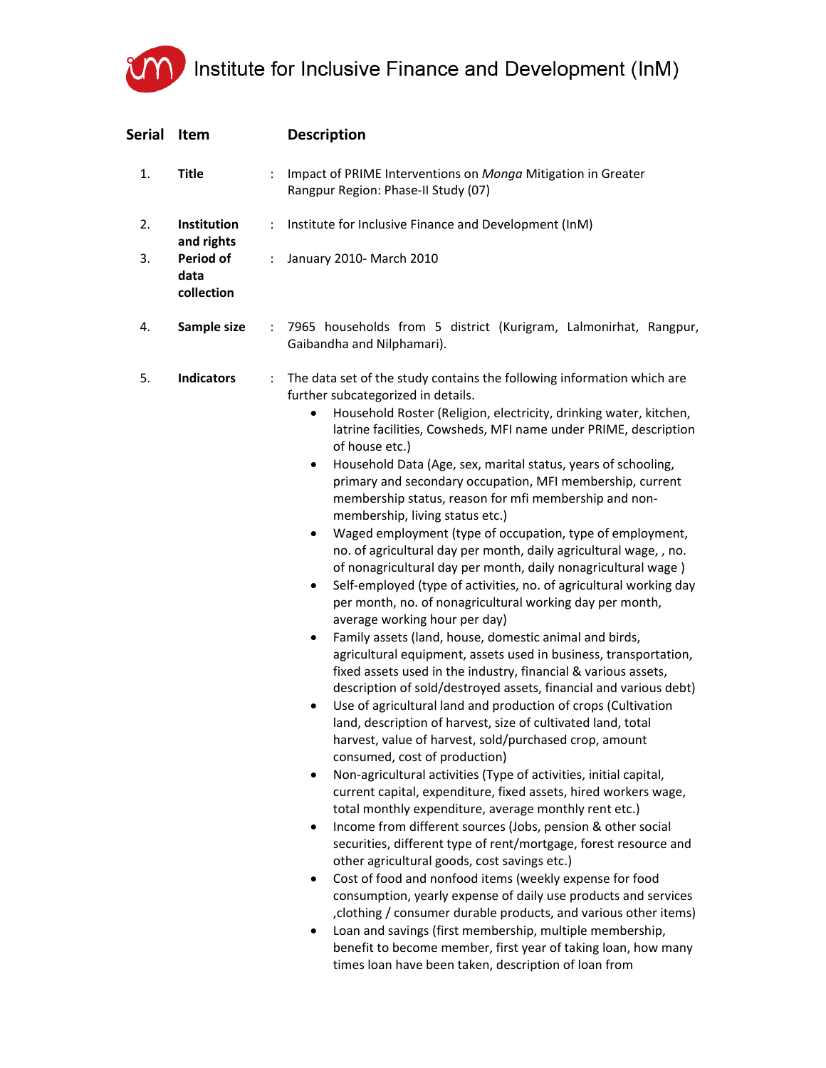# Institute for Inclusive Finance and Development (InM)

| Serial | Item | | Description |
|---|---|---|---|
| 1. | **Title** | : | Impact of PRIME Interventions on *Monga* Mitigation in Greater Rangpur Region: Phase-II Study (07) |
| 2. | **Institution and rights** | : | Institute for Inclusive Finance and Development (InM) |
| 3. | **Period of data collection** | : | January 2010- March 2010 |
| 4. | **Sample size** | : | 7965 households from 5 district (Kurigram, Lalmonirhat, Rangpur, Gaibandha and Nilphamari). |
| 5. | **Indicators** | : | The data set of the study contains the following information which are further subcategorized in details. |

- Household Roster (Religion, electricity, drinking water, kitchen, latrine facilities, Cowsheds, MFI name under PRIME, description of house etc.)
- Household Data (Age, sex, marital status, years of schooling, primary and secondary occupation, MFI membership, current membership status, reason for mfi membership and non-membership, living status etc.)
- Waged employment (type of occupation, type of employment, no. of agricultural day per month, daily agricultural wage, , no. of nonagricultural day per month, daily nonagricultural wage )
- Self-employed (type of activities, no. of agricultural working day per month, no. of nonagricultural working day per month, average working hour per day)
- Family assets (land, house, domestic animal and birds, agricultural equipment, assets used in business, transportation, fixed assets used in the industry, financial & various assets, description of sold/destroyed assets, financial and various debt)
- Use of agricultural land and production of crops (Cultivation land, description of harvest, size of cultivated land, total harvest, value of harvest, sold/purchased crop, amount consumed, cost of production)
- Non-agricultural activities (Type of activities, initial capital, current capital, expenditure, fixed assets, hired workers wage, total monthly expenditure, average monthly rent etc.)
- Income from different sources (Jobs, pension & other social securities, different type of rent/mortgage, forest resource and other agricultural goods, cost savings etc.)
- Cost of food and nonfood items (weekly expense for food consumption, yearly expense of daily use products and services ,clothing / consumer durable products, and various other items)
- Loan and savings (first membership, multiple membership, benefit to become member, first year of taking loan, how many times loan have been taken, description of loan from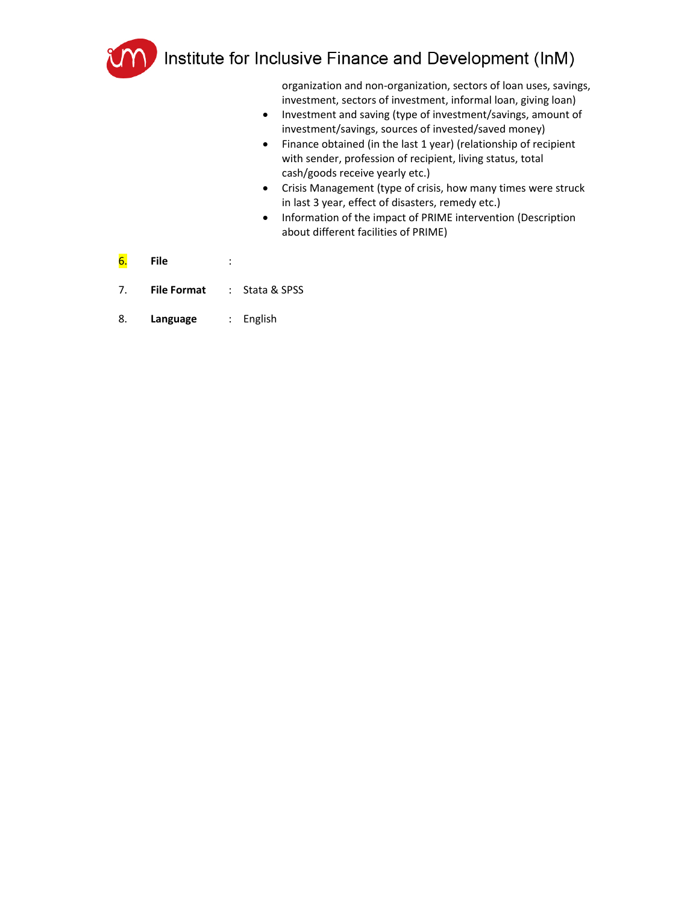organization and non-organization, sectors of loan uses, savings, investment, sectors of investment, informal loan, giving loan)

- Investment and saving (type of investment/savings, amount of investment/savings, sources of invested/saved money)
- Finance obtained (in the last 1 year) (relationship of recipient with sender, profession of recipient, living status, total cash/goods receive yearly etc.)
- Crisis Management (type of crisis, how many times were struck in last 3 year, effect of disasters, remedy etc.)
- Information of the impact of PRIME intervention (Description about different facilities of PRIME)

6. **File** :

7. **File Format** : Stata & SPSS

8. **Language** : English